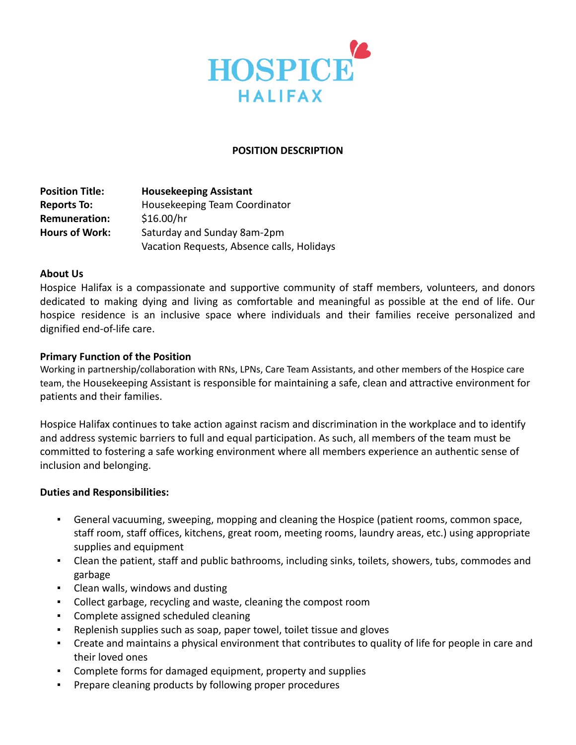HOSPICE
HALIFAX

**POSITION DESCRIPTION**

| | |
|---|---|
| **Position Title:** | **Housekeeping Assistant** |
| **Reports To:** | Housekeeping Team Coordinator |
| **Remuneration:** | $16.00/hr |
| **Hours of Work:** | Saturday and Sunday 8am-2pm<br>Vacation Requests, Absence calls, Holidays |

**About Us**

Hospice Halifax is a compassionate and supportive community of staff members, volunteers, and donors dedicated to making dying and living as comfortable and meaningful as possible at the end of life. Our hospice residence is an inclusive space where individuals and their families receive personalized and dignified end-of-life care.

**Primary Function of the Position**

Working in partnership/collaboration with RNs, LPNs, Care Team Assistants, and other members of the Hospice care team, the Housekeeping Assistant is responsible for maintaining a safe, clean and attractive environment for patients and their families.

Hospice Halifax continues to take action against racism and discrimination in the workplace and to identify and address systemic barriers to full and equal participation. As such, all members of the team must be committed to fostering a safe working environment where all members experience an authentic sense of inclusion and belonging.

**Duties and Responsibilities:**

- General vacuuming, sweeping, mopping and cleaning the Hospice (patient rooms, common space, staff room, staff offices, kitchens, great room, meeting rooms, laundry areas, etc.) using appropriate supplies and equipment
- Clean the patient, staff and public bathrooms, including sinks, toilets, showers, tubs, commodes and garbage
- Clean walls, windows and dusting
- Collect garbage, recycling and waste, cleaning the compost room
- Complete assigned scheduled cleaning
- Replenish supplies such as soap, paper towel, toilet tissue and gloves
- Create and maintains a physical environment that contributes to quality of life for people in care and their loved ones
- Complete forms for damaged equipment, property and supplies
- Prepare cleaning products by following proper procedures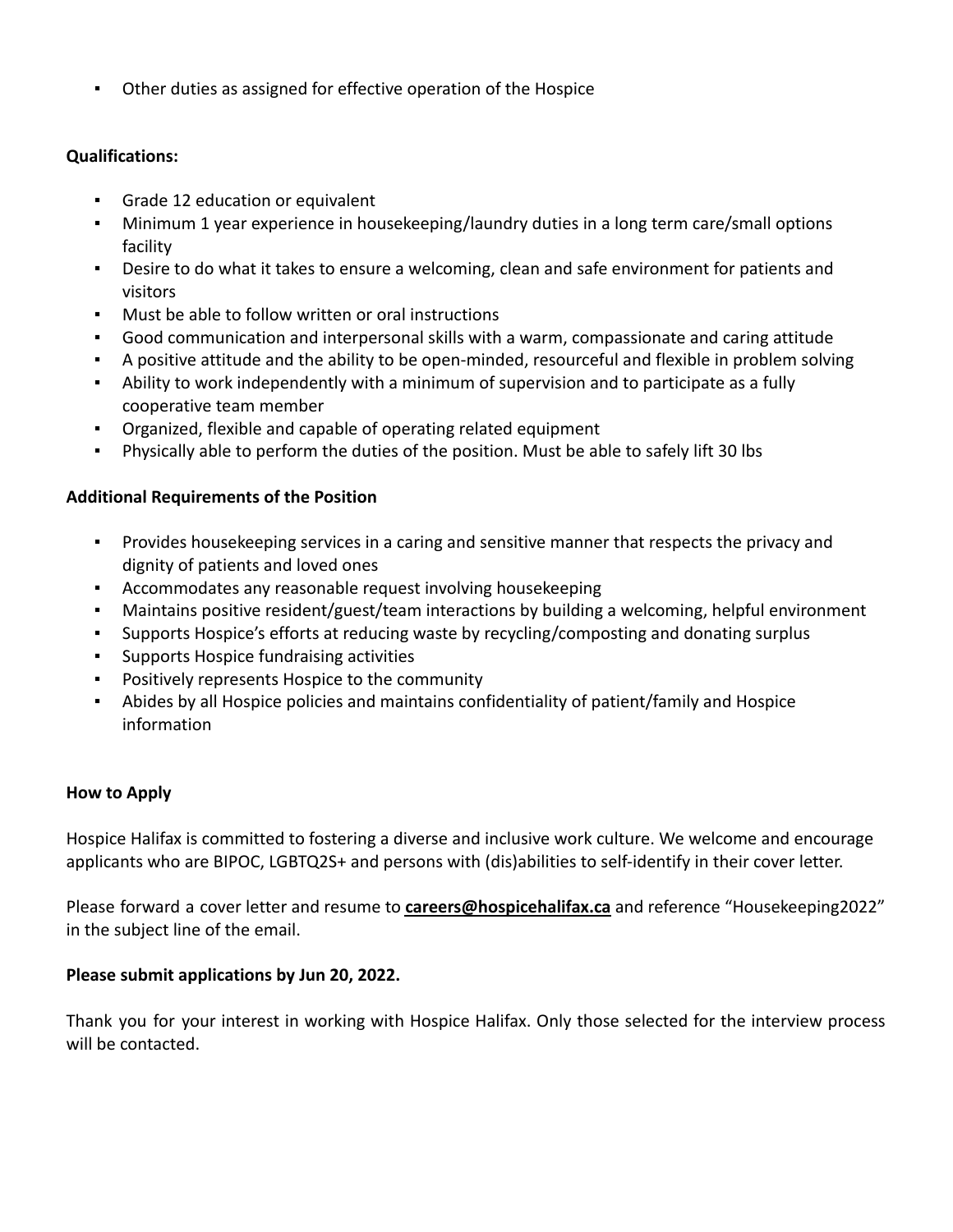- Other duties as assigned for effective operation of the Hospice

**Qualifications:**

- Grade 12 education or equivalent
- Minimum 1 year experience in housekeeping/laundry duties in a long term care/small options facility
- Desire to do what it takes to ensure a welcoming, clean and safe environment for patients and visitors
- Must be able to follow written or oral instructions
- Good communication and interpersonal skills with a warm, compassionate and caring attitude
- A positive attitude and the ability to be open-minded, resourceful and flexible in problem solving
- Ability to work independently with a minimum of supervision and to participate as a fully cooperative team member
- Organized, flexible and capable of operating related equipment
- Physically able to perform the duties of the position. Must be able to safely lift 30 lbs

**Additional Requirements of the Position**

- Provides housekeeping services in a caring and sensitive manner that respects the privacy and dignity of patients and loved ones
- Accommodates any reasonable request involving housekeeping
- Maintains positive resident/guest/team interactions by building a welcoming, helpful environment
- Supports Hospice's efforts at reducing waste by recycling/composting and donating surplus
- Supports Hospice fundraising activities
- Positively represents Hospice to the community
- Abides by all Hospice policies and maintains confidentiality of patient/family and Hospice information

**How to Apply**

Hospice Halifax is committed to fostering a diverse and inclusive work culture. We welcome and encourage applicants who are BIPOC, LGBTQ2S+ and persons with (dis)abilities to self-identify in their cover letter.

Please forward a cover letter and resume to **careers@hospicehalifax.ca** and reference "Housekeeping2022" in the subject line of the email.

**Please submit applications by Jun 20, 2022.**

Thank you for your interest in working with Hospice Halifax. Only those selected for the interview process will be contacted.